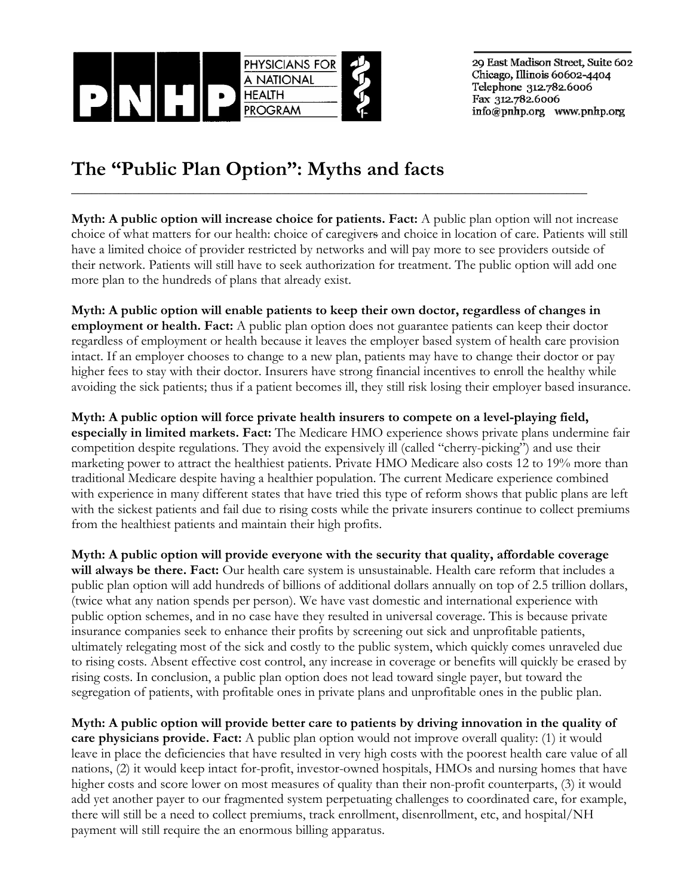PHYSICIANS FOR A NATIONAL HEALTH PROGRAM

29 East Madison Street, Suite 602
Chicago, Illinois 60602-4404
Telephone 312.782.6006
Fax 312.782.6006
info@pnhp.org www.pnhp.org

# The "Public Plan Option": Myths and facts

**Myth: A public option will increase choice for patients. Fact:** A public plan option will not increase choice of what matters for our health: choice of caregivers and choice in location of care. Patients will still have a limited choice of provider restricted by networks and will pay more to see providers outside of their network. Patients will still have to seek authorization for treatment. The public option will add one more plan to the hundreds of plans that already exist.

**Myth: A public option will enable patients to keep their own doctor, regardless of changes in employment or health. Fact:** A public plan option does not guarantee patients can keep their doctor regardless of employment or health because it leaves the employer based system of health care provision intact. If an employer chooses to change to a new plan, patients may have to change their doctor or pay higher fees to stay with their doctor. Insurers have strong financial incentives to enroll the healthy while avoiding the sick patients; thus if a patient becomes ill, they still risk losing their employer based insurance.

**Myth: A public option will force private health insurers to compete on a level-playing field, especially in limited markets. Fact:** The Medicare HMO experience shows private plans undermine fair competition despite regulations. They avoid the expensively ill (called "cherry-picking") and use their marketing power to attract the healthiest patients. Private HMO Medicare also costs 12 to 19% more than traditional Medicare despite having a healthier population. The current Medicare experience combined with experience in many different states that have tried this type of reform shows that public plans are left with the sickest patients and fail due to rising costs while the private insurers continue to collect premiums from the healthiest patients and maintain their high profits.

**Myth: A public option will provide everyone with the security that quality, affordable coverage will always be there. Fact:** Our health care system is unsustainable. Health care reform that includes a public plan option will add hundreds of billions of additional dollars annually on top of 2.5 trillion dollars, (twice what any nation spends per person). We have vast domestic and international experience with public option schemes, and in no case have they resulted in universal coverage. This is because private insurance companies seek to enhance their profits by screening out sick and unprofitable patients, ultimately relegating most of the sick and costly to the public system, which quickly comes unraveled due to rising costs. Absent effective cost control, any increase in coverage or benefits will quickly be erased by rising costs. In conclusion, a public plan option does not lead toward single payer, but toward the segregation of patients, with profitable ones in private plans and unprofitable ones in the public plan.

**Myth: A public option will provide better care to patients by driving innovation in the quality of care physicians provide. Fact:** A public plan option would not improve overall quality: (1) it would leave in place the deficiencies that have resulted in very high costs with the poorest health care value of all nations, (2) it would keep intact for-profit, investor-owned hospitals, HMOs and nursing homes that have higher costs and score lower on most measures of quality than their non-profit counterparts, (3) it would add yet another payer to our fragmented system perpetuating challenges to coordinated care, for example, there will still be a need to collect premiums, track enrollment, disenrollment, etc, and hospital/NH payment will still require the an enormous billing apparatus.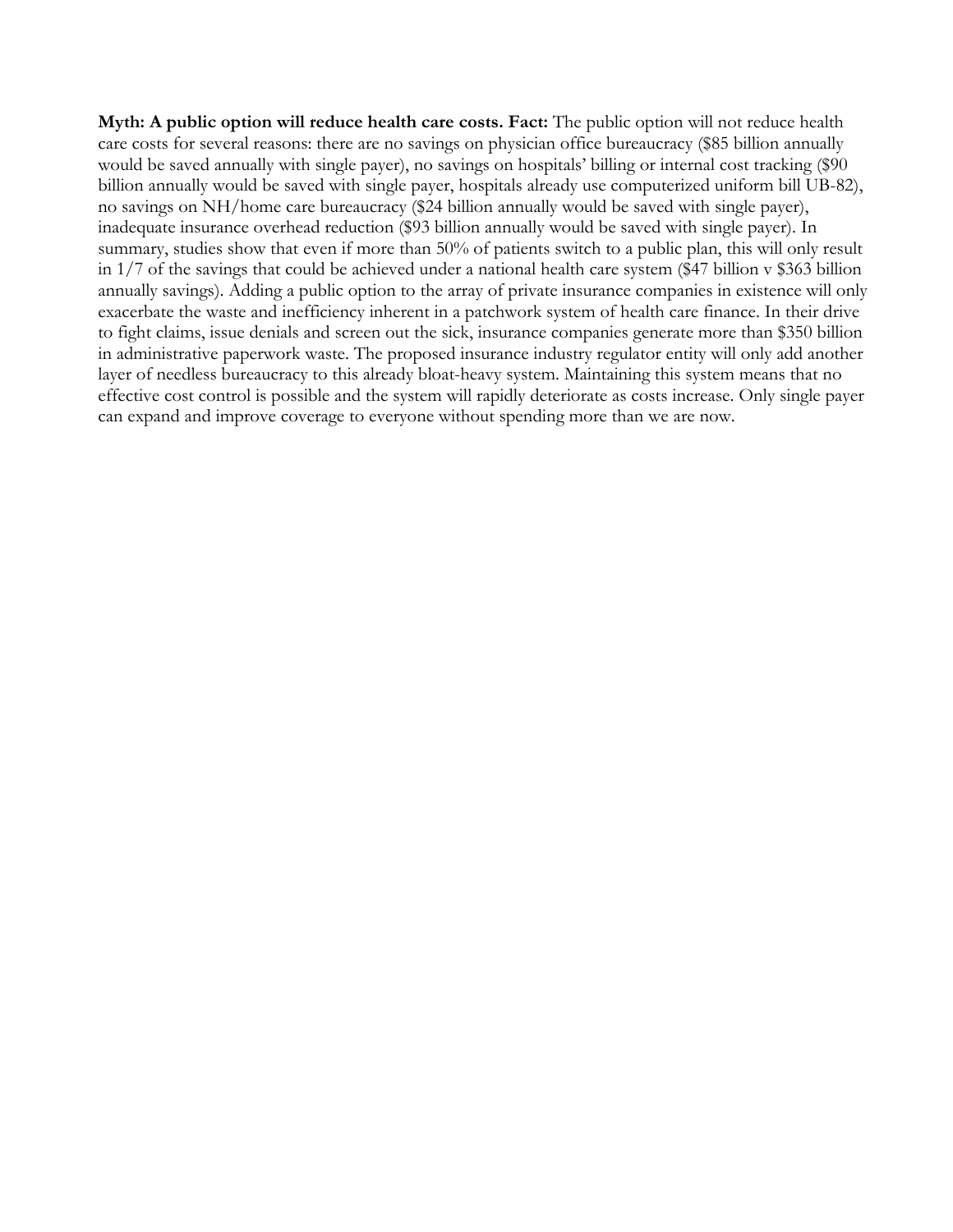**Myth: A public option will reduce health care costs. Fact:** The public option will not reduce health care costs for several reasons: there are no savings on physician office bureaucracy ($85 billion annually would be saved annually with single payer), no savings on hospitals' billing or internal cost tracking ($90 billion annually would be saved with single payer, hospitals already use computerized uniform bill UB-82), no savings on NH/home care bureaucracy ($24 billion annually would be saved with single payer), inadequate insurance overhead reduction ($93 billion annually would be saved with single payer). In summary, studies show that even if more than 50% of patients switch to a public plan, this will only result in 1/7 of the savings that could be achieved under a national health care system ($47 billion v $363 billion annually savings). Adding a public option to the array of private insurance companies in existence will only exacerbate the waste and inefficiency inherent in a patchwork system of health care finance. In their drive to fight claims, issue denials and screen out the sick, insurance companies generate more than $350 billion in administrative paperwork waste. The proposed insurance industry regulator entity will only add another layer of needless bureaucracy to this already bloat-heavy system. Maintaining this system means that no effective cost control is possible and the system will rapidly deteriorate as costs increase. Only single payer can expand and improve coverage to everyone without spending more than we are now.